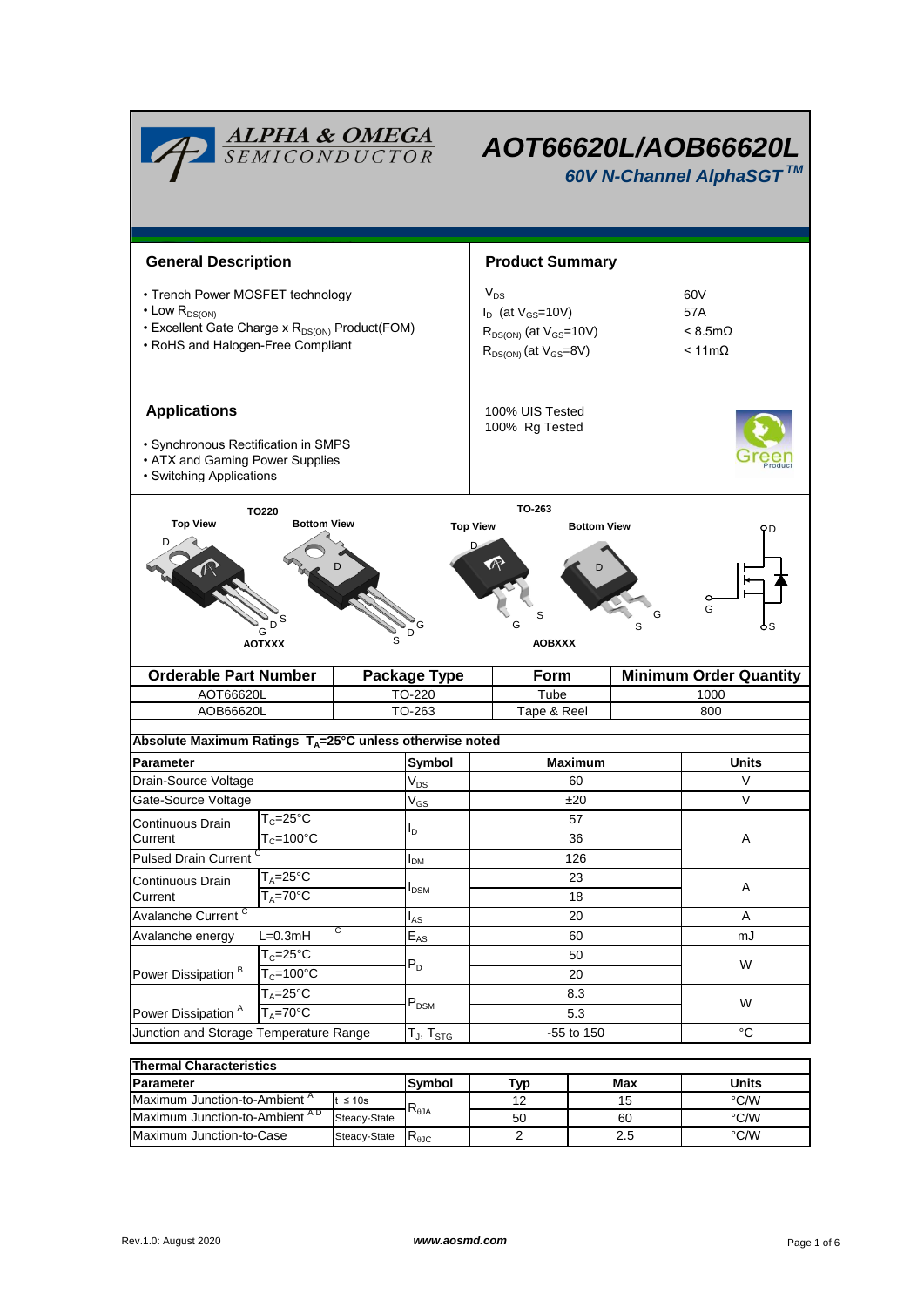# AOT66620L/AOB66620L

### *60V N-Channel AlphaSGT™*

## General Description

- Trench Power MOSFET technology
- Low $R_{DS(ON)}$
- Excellent Gate Charge x $R_{DS(ON)}$ Product(FOM)
- RoHS and Halogen-Free Compliant

## Product Summary

| | |
|---|---|
| $V_{DS}$ | 60V |
| $I_D$ (at $V_{GS}$=10V) | 57A |
| $R_{DS(ON)}$ (at $V_{GS}$=10V) | < 8.5mΩ |
| $R_{DS(ON)}$ (at $V_{GS}$=8V) | < 11mΩ |

100% UIS Tested
100% Rg Tested

## Applications

- Synchronous Rectification in SMPS
- ATX and Gaming Power Supplies
- Switching Applications

TO220: Top View, Bottom View — AOTXXX

TO-263: Top View, Bottom View — AOBXXX

| Orderable Part Number | Package Type | Form | Minimum Order Quantity |
|---|---|---|---|
| AOT66620L | TO-220 | Tube | 1000 |
| AOB66620L | TO-263 | Tape & Reel | 800 |

**Absolute Maximum Ratings $T_A$=25°C unless otherwise noted**

| Parameter | | Symbol | Maximum | Units |
|---|---|---|---|---|
| Drain-Source Voltage | | $V_{DS}$ | 60 | V |
| Gate-Source Voltage | | $V_{GS}$ | ±20 | V |
| Continuous Drain Current | $T_C$=25°C | $I_D$ | 57 | A |
| | $T_C$=100°C | | 36 | |
| Pulsed Drain Current [C] | | $I_{DM}$ | 126 | |
| Continuous Drain Current | $T_A$=25°C | $I_{DSM}$ | 23 | A |
| | $T_A$=70°C | | 18 | |
| Avalanche Current [C] | | $I_{AS}$ | 20 | A |
| Avalanche energy | L=0.3mH [C] | $E_{AS}$ | 60 | mJ |
| Power Dissipation [B] | $T_C$=25°C | $P_D$ | 50 | W |
| | $T_C$=100°C | | 20 | |
| Power Dissipation [A] | $T_A$=25°C | $P_{DSM}$ | 8.3 | W |
| | $T_A$=70°C | | 5.3 | |
| Junction and Storage Temperature Range | | $T_J$, $T_{STG}$ | -55 to 150 | °C |

**Thermal Characteristics**

| Parameter | | Symbol | Typ | Max | Units |
|---|---|---|---|---|---|
| Maximum Junction-to-Ambient [A] | t ≤ 10s | $R_{\theta JA}$ | 12 | 15 | °C/W |
| Maximum Junction-to-Ambient [A D] | Steady-State | | 50 | 60 | °C/W |
| Maximum Junction-to-Case | Steady-State | $R_{\theta JC}$ | 2 | 2.5 | °C/W |

Rev.1.0: August 2020 www.aosmd.com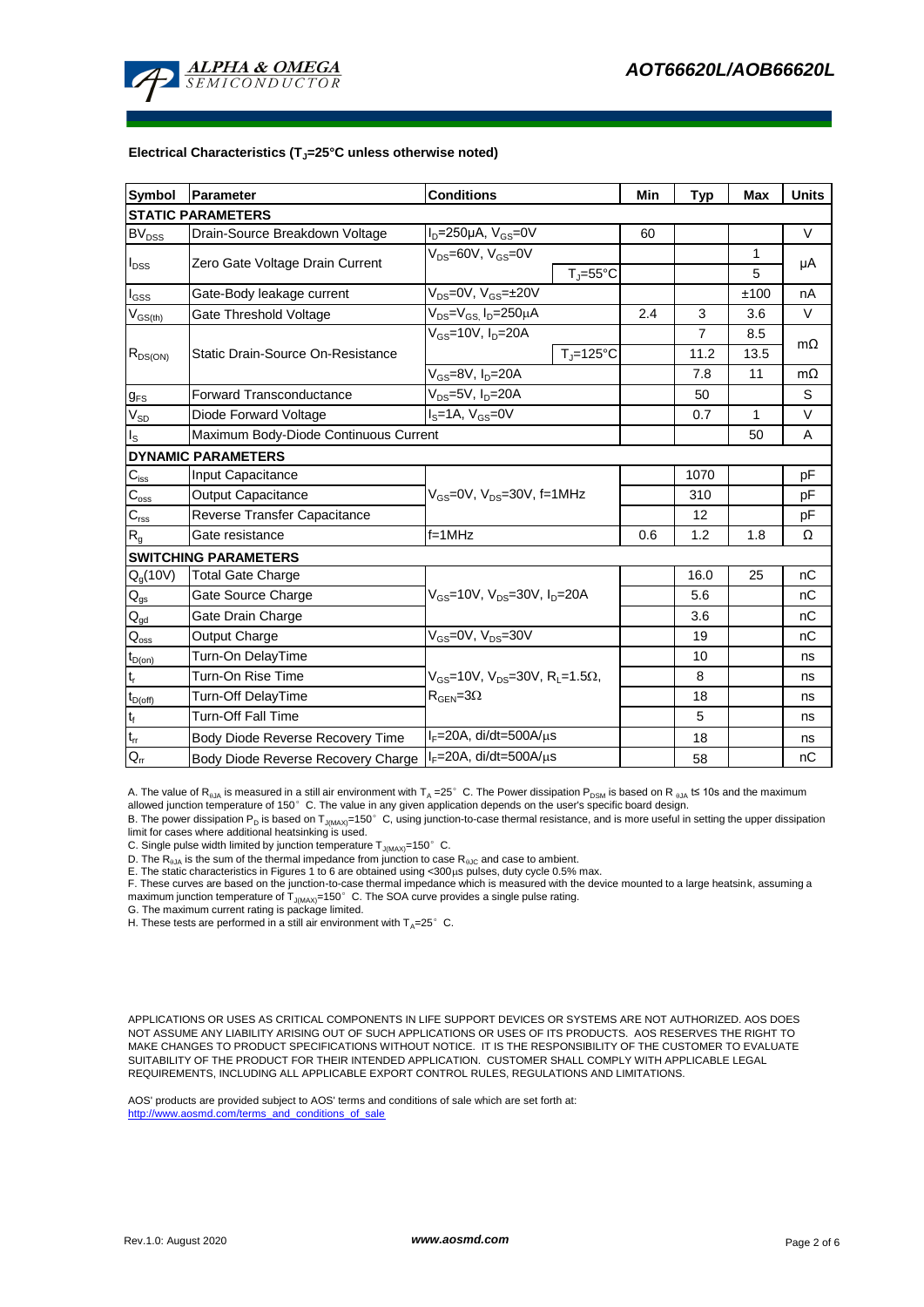**Electrical Characteristics ($T_J$=25°C unless otherwise noted)**

| Symbol | Parameter | Conditions | | Min | Typ | Max | Units |
|---|---|---|---|---|---|---|---|
| **STATIC PARAMETERS** | | | | | | | |
| $BV_{DSS}$ | Drain-Source Breakdown Voltage | $I_D$=250µA, $V_{GS}$=0V | | 60 | | | V |
| $I_{DSS}$ | Zero Gate Voltage Drain Current | $V_{DS}$=60V, $V_{GS}$=0V | | | | 1 | µA |
| | | | $T_J$=55°C | | | 5 | |
| $I_{GSS}$ | Gate-Body leakage current | $V_{DS}$=0V, $V_{GS}$=±20V | | | | ±100 | nA |
| $V_{GS(th)}$ | Gate Threshold Voltage | $V_{DS}$=$V_{GS}$, $I_D$=250µA | | 2.4 | 3 | 3.6 | V |
| $R_{DS(ON)}$ | Static Drain-Source On-Resistance | $V_{GS}$=10V, $I_D$=20A | | | 7 | 8.5 | mΩ |
| | | | $T_J$=125°C | | 11.2 | 13.5 | |
| | | $V_{GS}$=8V, $I_D$=20A | | | 7.8 | 11 | mΩ |
| $g_{FS}$ | Forward Transconductance | $V_{DS}$=5V, $I_D$=20A | | | 50 | | S |
| $V_{SD}$ | Diode Forward Voltage | $I_S$=1A, $V_{GS}$=0V | | | 0.7 | 1 | V |
| $I_S$ | Maximum Body-Diode Continuous Current | | | | | 50 | A |
| **DYNAMIC PARAMETERS** | | | | | | | |
| $C_{iss}$ | Input Capacitance | $V_{GS}$=0V, $V_{DS}$=30V, f=1MHz | | | 1070 | | pF |
| $C_{oss}$ | Output Capacitance | | | | 310 | | pF |
| $C_{rss}$ | Reverse Transfer Capacitance | | | | 12 | | pF |
| $R_g$ | Gate resistance | f=1MHz | | 0.6 | 1.2 | 1.8 | Ω |
| **SWITCHING PARAMETERS** | | | | | | | |
| $Q_g$(10V) | Total Gate Charge | $V_{GS}$=10V, $V_{DS}$=30V, $I_D$=20A | | | 16.0 | 25 | nC |
| $Q_{gs}$ | Gate Source Charge | | | | 5.6 | | nC |
| $Q_{gd}$ | Gate Drain Charge | | | | 3.6 | | nC |
| $Q_{oss}$ | Output Charge | $V_{GS}$=0V, $V_{DS}$=30V | | | 19 | | nC |
| $t_{D(on)}$ | Turn-On DelayTime | $V_{GS}$=10V, $V_{DS}$=30V, $R_L$=1.5Ω, $R_{GEN}$=3Ω | | | 10 | | ns |
| $t_r$ | Turn-On Rise Time | | | | 8 | | ns |
| $t_{D(off)}$ | Turn-Off DelayTime | | | | 18 | | ns |
| $t_f$ | Turn-Off Fall Time | | | | 5 | | ns |
| $t_{rr}$ | Body Diode Reverse Recovery Time | $I_F$=20A, di/dt=500A/µs | | | 18 | | ns |
| $Q_{rr}$ | Body Diode Reverse Recovery Charge | $I_F$=20A, di/dt=500A/µs | | | 58 | | nC |

A. The value of $R_{\theta JA}$ is measured in a still air environment with $T_A$ =25° C. The Power dissipation $P_{DSM}$ is based on R $_{\theta JA}$ t≤ 10s and the maximum allowed junction temperature of 150° C. The value in any given application depends on the user's specific board design.
B. The power dissipation $P_D$ is based on $T_{J(MAX)}$=150° C, using junction-to-case thermal resistance, and is more useful in setting the upper dissipation limit for cases where additional heatsinking is used.
C. Single pulse width limited by junction temperature $T_{J(MAX)}$=150° C.
D. The $R_{\theta JA}$ is the sum of the thermal impedance from junction to case $R_{\theta JC}$ and case to ambient.
E. The static characteristics in Figures 1 to 6 are obtained using <300µs pulses, duty cycle 0.5% max.
F. These curves are based on the junction-to-case thermal impedance which is measured with the device mounted to a large heatsink, assuming a maximum junction temperature of $T_{J(MAX)}$=150° C. The SOA curve provides a single pulse rating.
G. The maximum current rating is package limited.
H. These tests are performed in a still air environment with $T_A$=25° C.

APPLICATIONS OR USES AS CRITICAL COMPONENTS IN LIFE SUPPORT DEVICES OR SYSTEMS ARE NOT AUTHORIZED. AOS DOES NOT ASSUME ANY LIABILITY ARISING OUT OF SUCH APPLICATIONS OR USES OF ITS PRODUCTS. AOS RESERVES THE RIGHT TO MAKE CHANGES TO PRODUCT SPECIFICATIONS WITHOUT NOTICE. IT IS THE RESPONSIBILITY OF THE CUSTOMER TO EVALUATE SUITABILITY OF THE PRODUCT FOR THEIR INTENDED APPLICATION. CUSTOMER SHALL COMPLY WITH APPLICABLE LEGAL REQUIREMENTS, INCLUDING ALL APPLICABLE EXPORT CONTROL RULES, REGULATIONS AND LIMITATIONS.

AOS' products are provided subject to AOS' terms and conditions of sale which are set forth at:
http://www.aosmd.com/terms_and_conditions_of_sale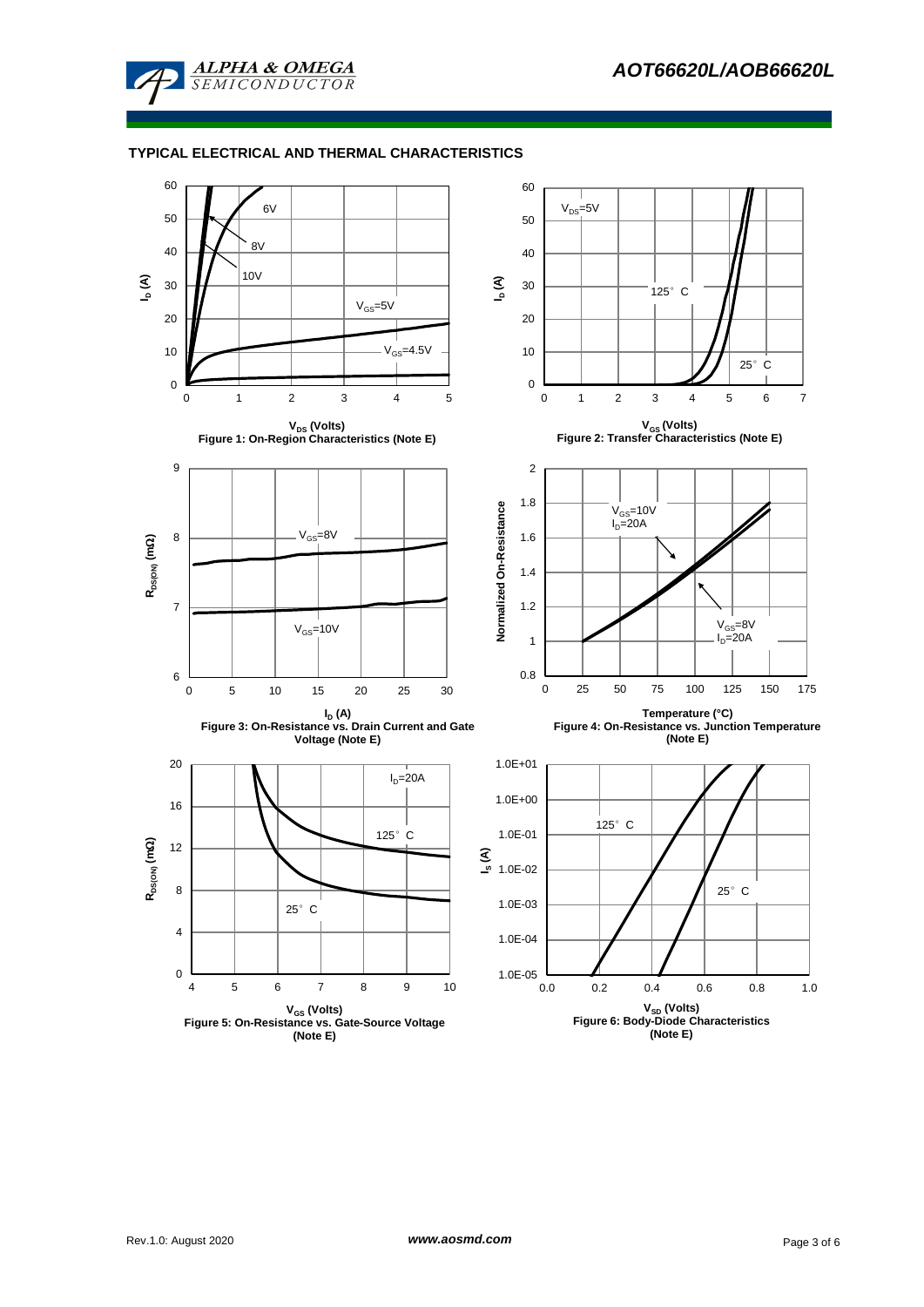## TYPICAL ELECTRICAL AND THERMAL CHARACTERISTICS

Figure 1: On-Region Characteristics (Note E)

Figure 2: Transfer Characteristics (Note E)

Figure 3: On-Resistance vs. Drain Current and Gate Voltage (Note E)

Figure 4: On-Resistance vs. Junction Temperature (Note E)

Figure 5: On-Resistance vs. Gate-Source Voltage (Note E)

Figure 6: Body-Diode Characteristics (Note E)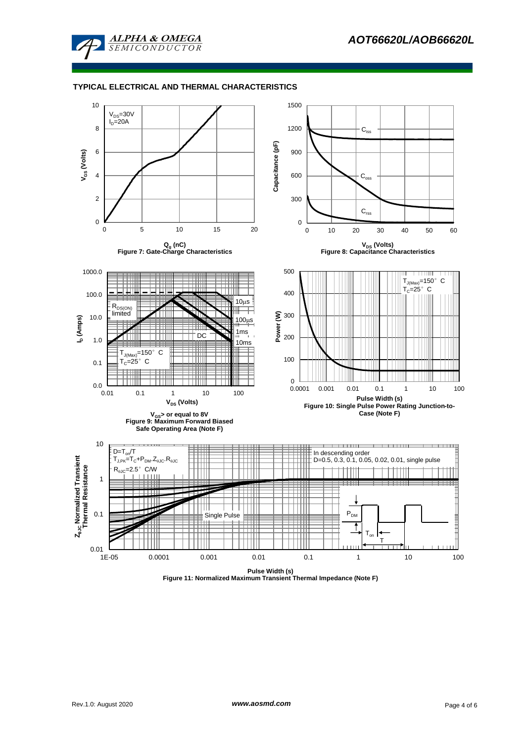## TYPICAL ELECTRICAL AND THERMAL CHARACTERISTICS

$V_{DS}$=30V
$I_D$=20A

$V_{GS}$ (Volts)

$Q_g$ (nC)

Figure 7: Gate-Charge Characteristics

$C_{iss}$

$C_{oss}$

$C_{rss}$

Capacitance (pF)

$V_{DS}$ (Volts)

Figure 8: Capacitance Characteristics

$R_{DS(ON)}$ limited

10µs

100µs

1ms

10ms

DC

$T_{J(Max)}$=150° C
$T_C$=25° C

$I_D$ (Amps)

$V_{DS}$ (Volts)

$V_{GS}$> or equal to 8V
Figure 9: Maximum Forward Biased Safe Operating Area (Note F)

$T_{J(Max)}$=150° C
$T_C$=25° C

Power (W)

Pulse Width (s)

Figure 10: Single Pulse Power Rating Junction-to-Case (Note F)

$D=T_{on}/T$
$T_{J,PK}=T_C+P_{DM}.Z_{\theta JC}.R_{\theta JC}$
$R_{\theta JC}$=2.5° C/W

In descending order
D=0.5, 0.3, 0.1, 0.05, 0.02, 0.01, single pulse

Single Pulse

$P_{DM}$

$T_{on}$

T

$Z_{\theta JC}$ Normalized Transient Thermal Resistance

Pulse Width (s)

Figure 11: Normalized Maximum Transient Thermal Impedance (Note F)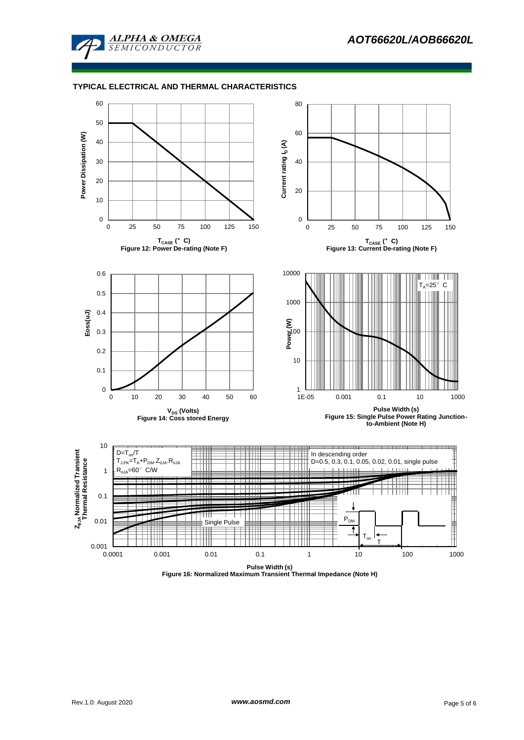## TYPICAL ELECTRICAL AND THERMAL CHARACTERISTICS

Figure 12: Power De-rating (Note F)

Figure 13: Current De-rating (Note F)

Figure 14: Coss stored Energy

Figure 15: Single Pulse Power Rating Junction-to-Ambient (Note H)

Figure 16: Normalized Maximum Transient Thermal Impedance (Note H)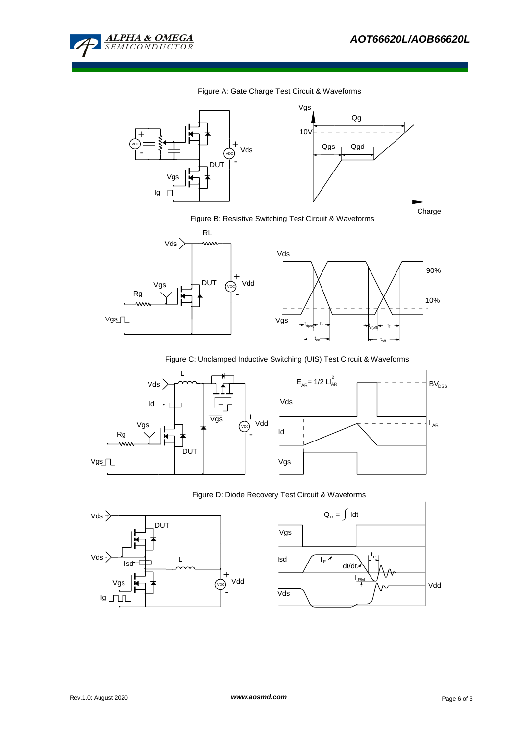## Figure A: Gate Charge Test Circuit & Waveforms

VDC
+
-
DUT
Vgs
Ig
+
Vds
-
VDC

Vgs
Qg
10V
Qgs
Qgd
Charge

## Figure B: Resistive Switching Test Circuit & Waveforms

Vds
RL
Vgs
Rg
DUT
+
Vdd
-
VDC
Vgs

Vds
90%
10%
Vgs
$t_{d(on)}$
$t_r$
$t_{on}$
$t_{d(off)}$
$t_f$
$t_{off}$

## Figure C: Unclamped Inductive Switching (UIS) Test Circuit & Waveforms

Vds
L
Id
Vgs
Rg
DUT
Vgs
Vgs
+
Vdd
-
VDC

$E_{AR} = 1/2\ LI_{AR}^2$
$BV_{DSS}$
Vds
Id
$I_{AR}$
Vgs

## Figure D: Diode Recovery Test Circuit & Waveforms

Vds +
DUT
Vds -
Isd
L
Vgs
Ig
+
Vdd
-
VDC

$Q_{rr} = -\int Idt$
Vgs
Isd
$I_F$
$t_{rr}$
dI/dt
$I_{RM}$
Vdd
Vds